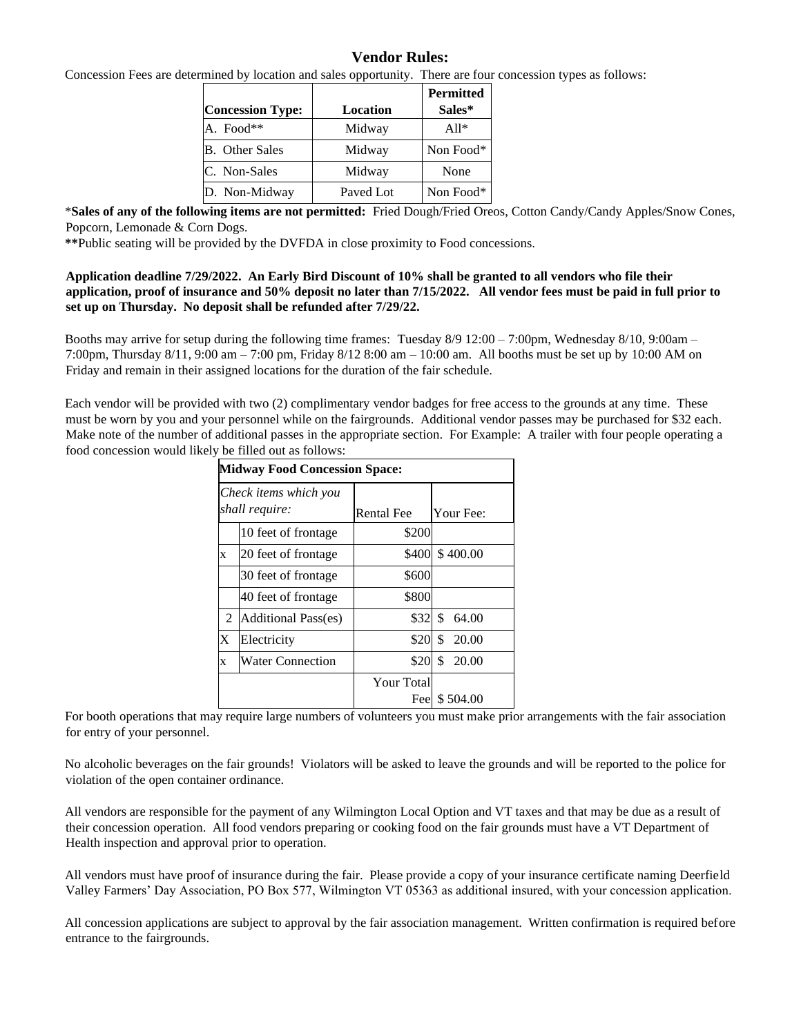## Vendor Rules:

Concession Fees are determined by location and sales opportunity. There are four concession types as follows:

| Concession Type: | Location | Permitted Sales* |
|---|---|---|
| A. Food** | Midway | All* |
| B. Other Sales | Midway | Non Food* |
| C. Non-Sales | Midway | None |
| D. Non-Midway | Paved Lot | Non Food* |

***Sales of any of the following items are not permitted:** Fried Dough/Fried Oreos, Cotton Candy/Candy Apples/Snow Cones, Popcorn, Lemonade & Corn Dogs.

****Public seating will be provided by the DVFDA in close proximity to Food concessions.

**Application deadline 7/29/2022. An Early Bird Discount of 10% shall be granted to all vendors who file their application, proof of insurance and 50% deposit no later than 7/15/2022. All vendor fees must be paid in full prior to set up on Thursday. No deposit shall be refunded after 7/29/22.**

Booths may arrive for setup during the following time frames: Tuesday 8/9 12:00 – 7:00pm, Wednesday 8/10, 9:00am – 7:00pm, Thursday 8/11, 9:00 am – 7:00 pm, Friday 8/12 8:00 am – 10:00 am. All booths must be set up by 10:00 AM on Friday and remain in their assigned locations for the duration of the fair schedule.

Each vendor will be provided with two (2) complimentary vendor badges for free access to the grounds at any time. These must be worn by you and your personnel while on the fairgrounds. Additional vendor passes may be purchased for $32 each. Make note of the number of additional passes in the appropriate section. For Example: A trailer with four people operating a food concession would likely be filled out as follows:

| **Midway Food Concession Space:** | | | |
|---|---|---|---|
| *Check items which you shall require:* | | Rental Fee | Your Fee: |
| | 10 feet of frontage | $200 | |
| x | 20 feet of frontage | $400 | $ 400.00 |
| | 30 feet of frontage | $600 | |
| | 40 feet of frontage | $800 | |
| 2 | Additional Pass(es) | $32 | $ 64.00 |
| X | Electricity | $20 | $ 20.00 |
| x | Water Connection | $20 | $ 20.00 |
| | | Your Total Fee | $ 504.00 |

For booth operations that may require large numbers of volunteers you must make prior arrangements with the fair association for entry of your personnel.

No alcoholic beverages on the fair grounds! Violators will be asked to leave the grounds and will be reported to the police for violation of the open container ordinance.

All vendors are responsible for the payment of any Wilmington Local Option and VT taxes and that may be due as a result of their concession operation. All food vendors preparing or cooking food on the fair grounds must have a VT Department of Health inspection and approval prior to operation.

All vendors must have proof of insurance during the fair. Please provide a copy of your insurance certificate naming Deerfield Valley Farmers' Day Association, PO Box 577, Wilmington VT 05363 as additional insured, with your concession application.

All concession applications are subject to approval by the fair association management. Written confirmation is required before entrance to the fairgrounds.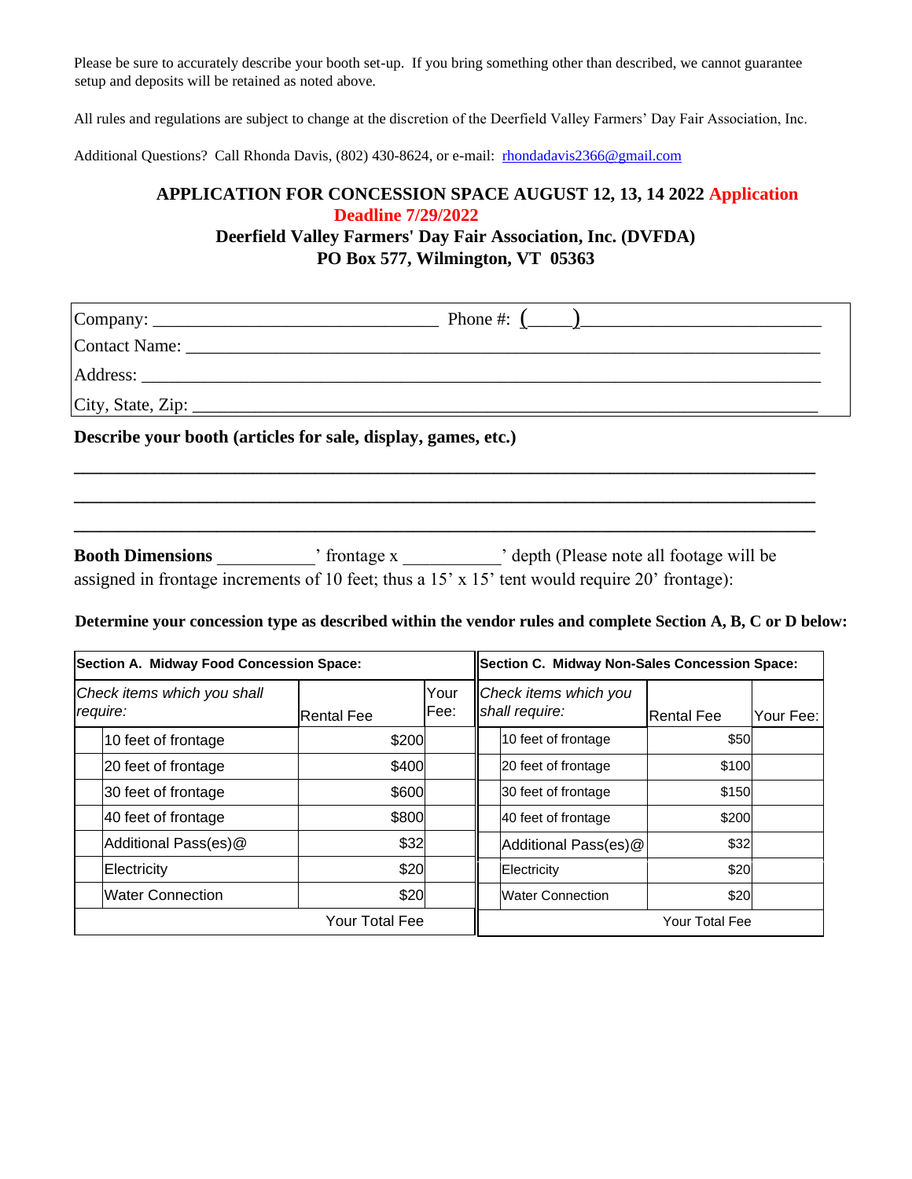Please be sure to accurately describe your booth set-up. If you bring something other than described, we cannot guarantee setup and deposits will be retained as noted above.

All rules and regulations are subject to change at the discretion of the Deerfield Valley Farmers' Day Fair Association, Inc.

Additional Questions? Call Rhonda Davis, (802) 430-8624, or e-mail: rhondadavis2366@gmail.com

## APPLICATION FOR CONCESSION SPACE AUGUST 12, 13, 14 2022 Application Deadline 7/29/2022

**Deerfield Valley Farmers' Day Fair Association, Inc. (DVFDA)**
**PO Box 577, Wilmington, VT 05363**

Company: ______________________________ Phone #: (____)________________________

Contact Name: ___________________________________________________________________

Address: ________________________________________________________________________

City, State, Zip: _______________________________________________________________

**Describe your booth (articles for sale, display, games, etc.)**

_______________________________________________________________________________

_______________________________________________________________________________

_______________________________________________________________________________

**Booth Dimensions** __________' frontage x __________' depth (Please note all footage will be assigned in frontage increments of 10 feet; thus a 15' x 15' tent would require 20' frontage):

**Determine your concession type as described within the vendor rules and complete Section A, B, C or D below:**

| Section A. Midway Food Concession Space: | | | |
|---|---|---|---|
| *Check items which you shall require:* | | Rental Fee | Your Fee: |
| | 10 feet of frontage | $200 | |
| | 20 feet of frontage | $400 | |
| | 30 feet of frontage | $600 | |
| | 40 feet of frontage | $800 | |
| | Additional Pass(es)@ | $32 | |
| | Electricity | $20 | |
| | Water Connection | $20 | |
| | | Your Total Fee | |

| Section C. Midway Non-Sales Concession Space: | | | |
|---|---|---|---|
| *Check items which you shall require:* | | Rental Fee | Your Fee: |
| | 10 feet of frontage | $50 | |
| | 20 feet of frontage | $100 | |
| | 30 feet of frontage | $150 | |
| | 40 feet of frontage | $200 | |
| | Additional Pass(es)@ | $32 | |
| | Electricity | $20 | |
| | Water Connection | $20 | |
| | | Your Total Fee | |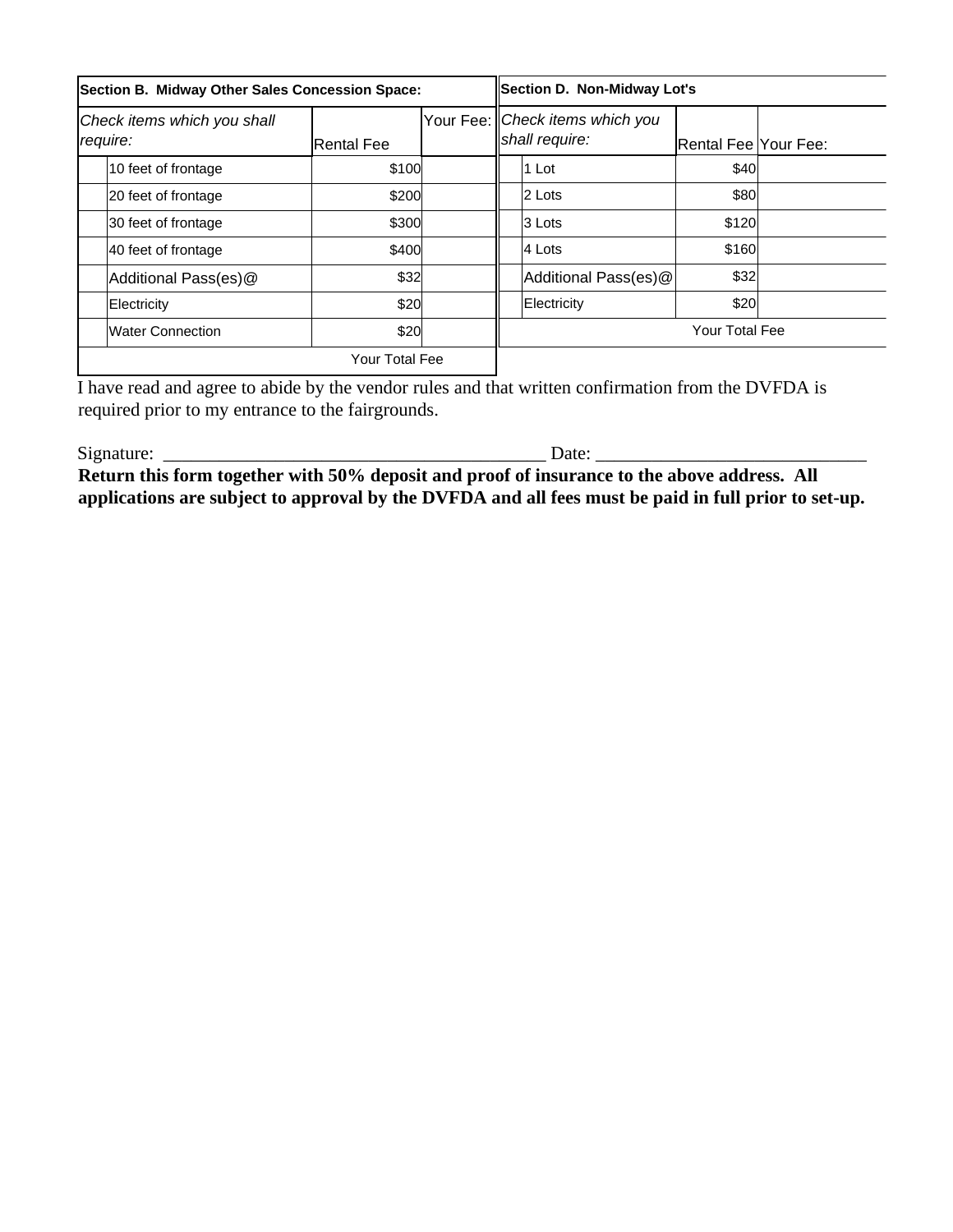| Section B. Midway Other Sales Concession Space: | | | |
|---|---|---|---|
| *Check items which you shall require:* | | Rental Fee | Your Fee: |
| | 10 feet of frontage | $100 | |
| | 20 feet of frontage | $200 | |
| | 30 feet of frontage | $300 | |
| | 40 feet of frontage | $400 | |
| | Additional Pass(es)@ | $32 | |
| | Electricity | $20 | |
| | Water Connection | $20 | |
| | | Your Total Fee | |

| Section D. Non-Midway Lot's | | | |
|---|---|---|---|
| *Check items which you shall require:* | | Rental Fee | Your Fee: |
| | 1 Lot | $40 | |
| | 2 Lots | $80 | |
| | 3 Lots | $120 | |
| | 4 Lots | $160 | |
| | Additional Pass(es)@ | $32 | |
| | Electricity | $20 | |
| | | Your Total Fee | |

I have read and agree to abide by the vendor rules and that written confirmation from the DVFDA is required prior to my entrance to the fairgrounds.

Signature: ________________________________________ Date: ____________________________

**Return this form together with 50% deposit and proof of insurance to the above address. All applications are subject to approval by the DVFDA and all fees must be paid in full prior to set-up.**